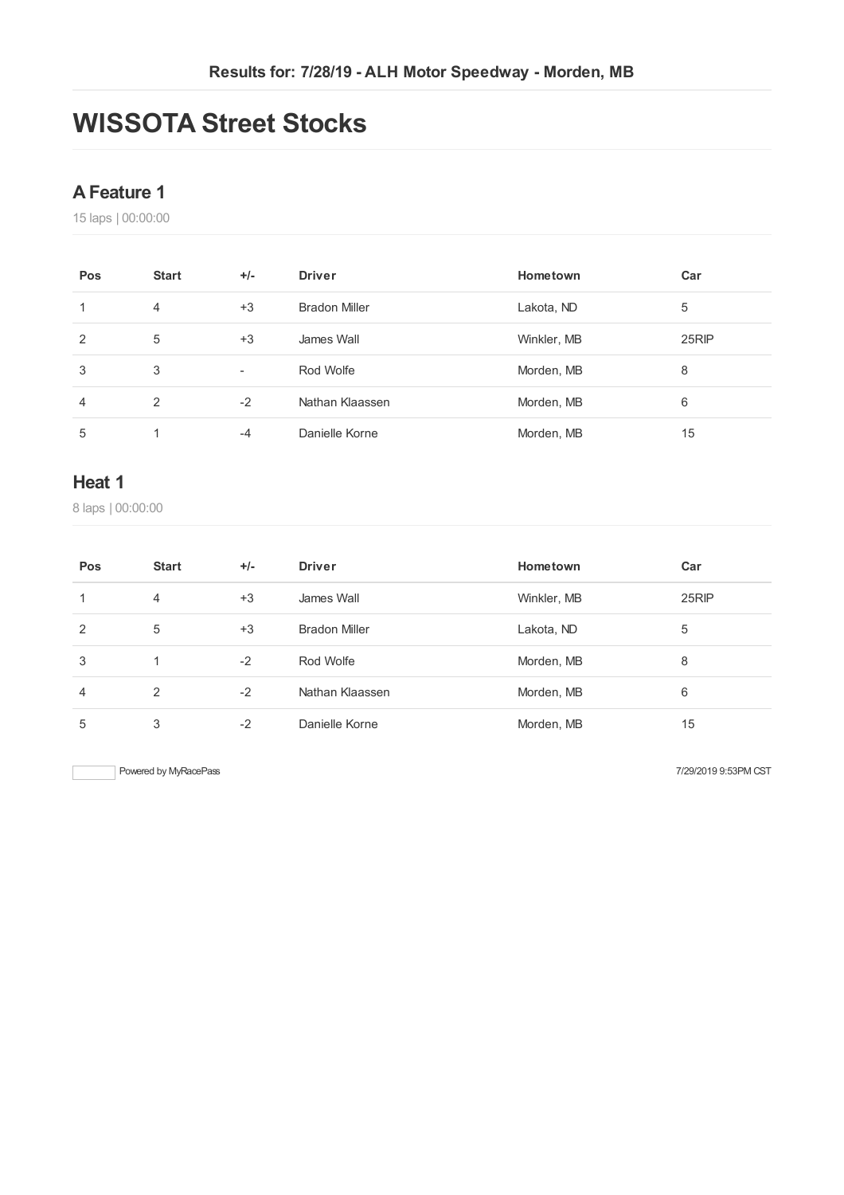**Results for: 7/28/19 - ALH Motor Speedway - Morden, MB**

# WISSOTA Street Stocks

## A Feature 1

15 laps | 00:00:00

| Pos | Start | +/- | Driver | Hometown | Car |
|---|---|---|---|---|---|
| 1 | 4 | +3 | Bradon Miller | Lakota, ND | 5 |
| 2 | 5 | +3 | James Wall | Winkler, MB | 25RIP |
| 3 | 3 | - | Rod Wolfe | Morden, MB | 8 |
| 4 | 2 | -2 | Nathan Klaassen | Morden, MB | 6 |
| 5 | 1 | -4 | Danielle Korne | Morden, MB | 15 |

## Heat 1

8 laps | 00:00:00

| Pos | Start | +/- | Driver | Hometown | Car |
|---|---|---|---|---|---|
| 1 | 4 | +3 | James Wall | Winkler, MB | 25RIP |
| 2 | 5 | +3 | Bradon Miller | Lakota, ND | 5 |
| 3 | 1 | -2 | Rod Wolfe | Morden, MB | 8 |
| 4 | 2 | -2 | Nathan Klaassen | Morden, MB | 6 |
| 5 | 3 | -2 | Danielle Korne | Morden, MB | 15 |

Powered by MyRacePass

7/29/2019 9:53PM CST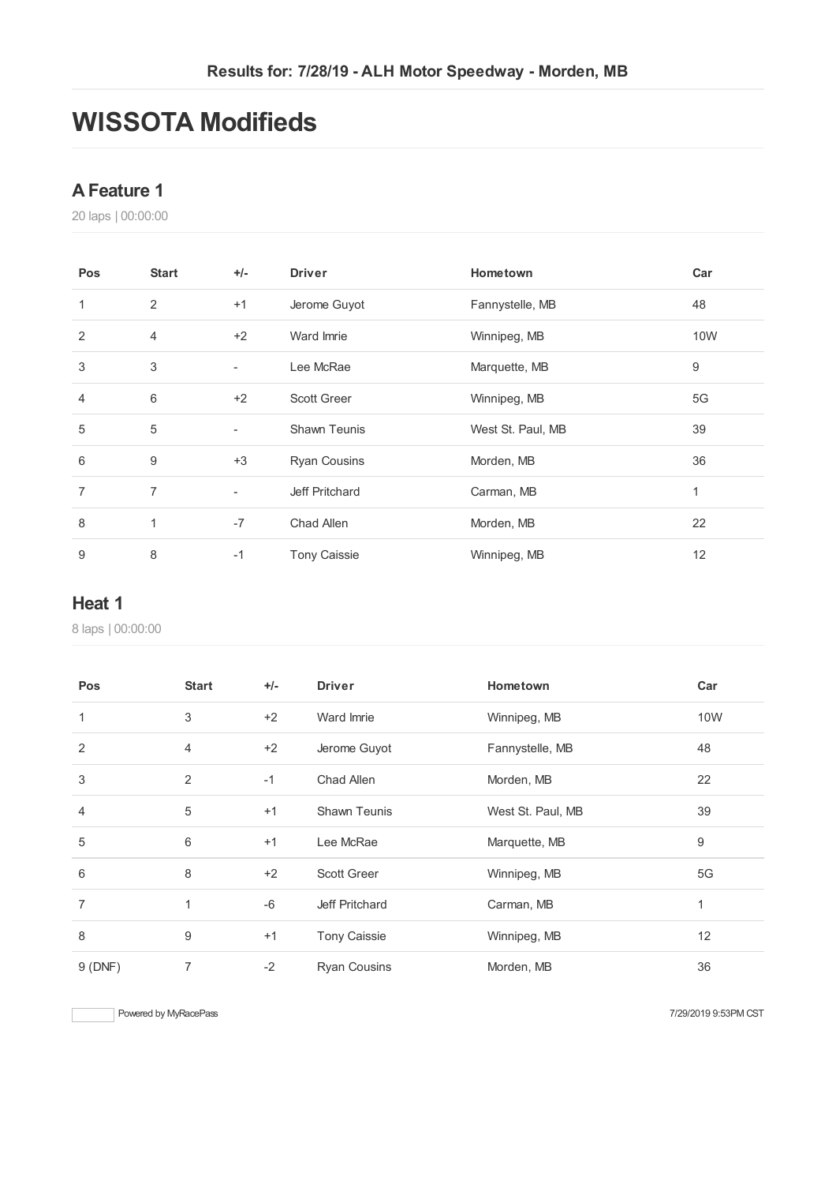Results for: 7/28/19 - ALH Motor Speedway - Morden, MB

# WISSOTA Modifieds

## A Feature 1

20 laps | 00:00:00

| Pos | Start | +/- | Driver | Hometown | Car |
|---|---|---|---|---|---|
| 1 | 2 | +1 | Jerome Guyot | Fannystelle, MB | 48 |
| 2 | 4 | +2 | Ward Imrie | Winnipeg, MB | 10W |
| 3 | 3 | - | Lee McRae | Marquette, MB | 9 |
| 4 | 6 | +2 | Scott Greer | Winnipeg, MB | 5G |
| 5 | 5 | - | Shawn Teunis | West St. Paul, MB | 39 |
| 6 | 9 | +3 | Ryan Cousins | Morden, MB | 36 |
| 7 | 7 | - | Jeff Pritchard | Carman, MB | 1 |
| 8 | 1 | -7 | Chad Allen | Morden, MB | 22 |
| 9 | 8 | -1 | Tony Caissie | Winnipeg, MB | 12 |

## Heat 1

8 laps | 00:00:00

| Pos | Start | +/- | Driver | Hometown | Car |
|---|---|---|---|---|---|
| 1 | 3 | +2 | Ward Imrie | Winnipeg, MB | 10W |
| 2 | 4 | +2 | Jerome Guyot | Fannystelle, MB | 48 |
| 3 | 2 | -1 | Chad Allen | Morden, MB | 22 |
| 4 | 5 | +1 | Shawn Teunis | West St. Paul, MB | 39 |
| 5 | 6 | +1 | Lee McRae | Marquette, MB | 9 |
| 6 | 8 | +2 | Scott Greer | Winnipeg, MB | 5G |
| 7 | 1 | -6 | Jeff Pritchard | Carman, MB | 1 |
| 8 | 9 | +1 | Tony Caissie | Winnipeg, MB | 12 |
| 9 (DNF) | 7 | -2 | Ryan Cousins | Morden, MB | 36 |

Powered by MyRacePass

7/29/2019 9:53PM CST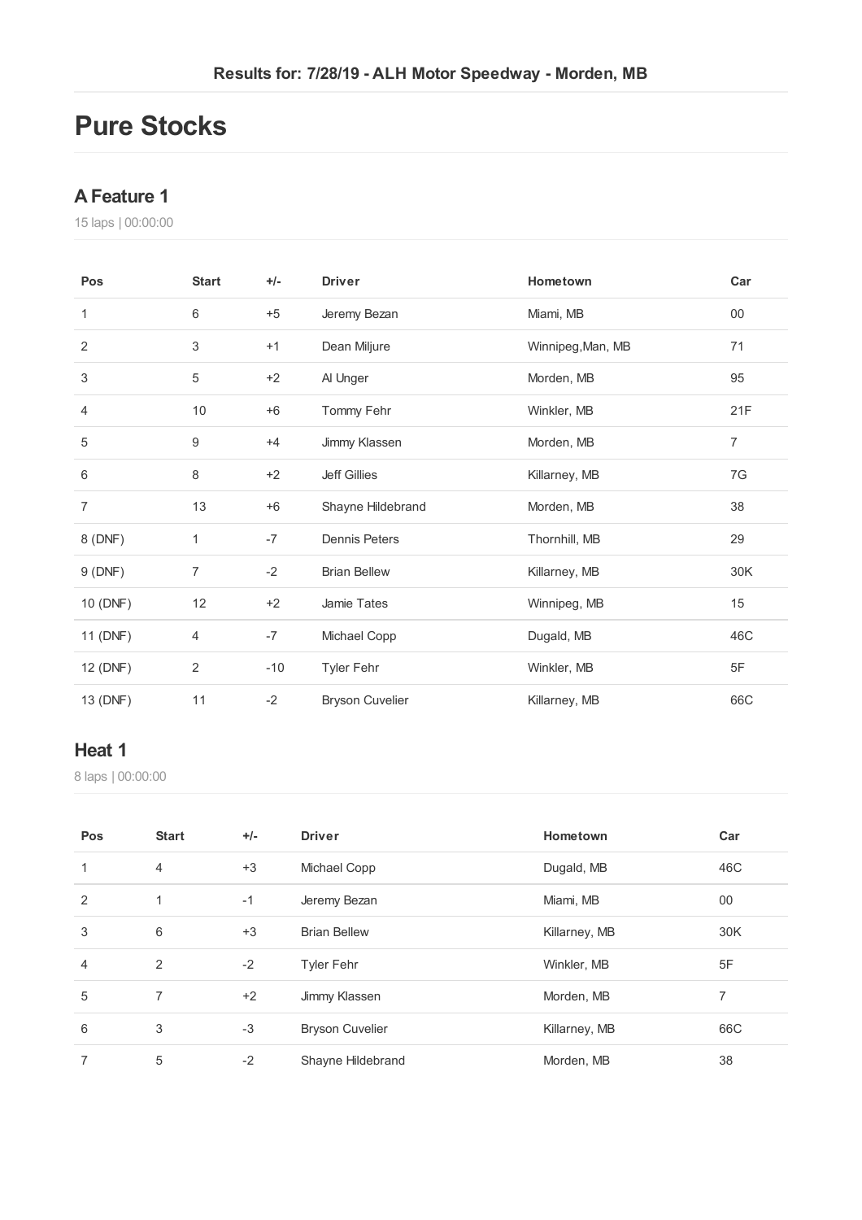## Results for: 7/28/19 - ALH Motor Speedway - Morden, MB

# Pure Stocks

### A Feature 1

15 laps | 00:00:00

| Pos | Start | +/- | Driver | Hometown | Car |
|---|---|---|---|---|---|
| 1 | 6 | +5 | Jeremy Bezan | Miami, MB | 00 |
| 2 | 3 | +1 | Dean Miljure | Winnipeg,Man, MB | 71 |
| 3 | 5 | +2 | Al Unger | Morden, MB | 95 |
| 4 | 10 | +6 | Tommy Fehr | Winkler, MB | 21F |
| 5 | 9 | +4 | Jimmy Klassen | Morden, MB | 7 |
| 6 | 8 | +2 | Jeff Gillies | Killarney, MB | 7G |
| 7 | 13 | +6 | Shayne Hildebrand | Morden, MB | 38 |
| 8 (DNF) | 1 | -7 | Dennis Peters | Thornhill, MB | 29 |
| 9 (DNF) | 7 | -2 | Brian Bellew | Killarney, MB | 30K |
| 10 (DNF) | 12 | +2 | Jamie Tates | Winnipeg, MB | 15 |
| 11 (DNF) | 4 | -7 | Michael Copp | Dugald, MB | 46C |
| 12 (DNF) | 2 | -10 | Tyler Fehr | Winkler, MB | 5F |
| 13 (DNF) | 11 | -2 | Bryson Cuvelier | Killarney, MB | 66C |

### Heat 1

8 laps | 00:00:00

| Pos | Start | +/- | Driver | Hometown | Car |
|---|---|---|---|---|---|
| 1 | 4 | +3 | Michael Copp | Dugald, MB | 46C |
| 2 | 1 | -1 | Jeremy Bezan | Miami, MB | 00 |
| 3 | 6 | +3 | Brian Bellew | Killarney, MB | 30K |
| 4 | 2 | -2 | Tyler Fehr | Winkler, MB | 5F |
| 5 | 7 | +2 | Jimmy Klassen | Morden, MB | 7 |
| 6 | 3 | -3 | Bryson Cuvelier | Killarney, MB | 66C |
| 7 | 5 | -2 | Shayne Hildebrand | Morden, MB | 38 |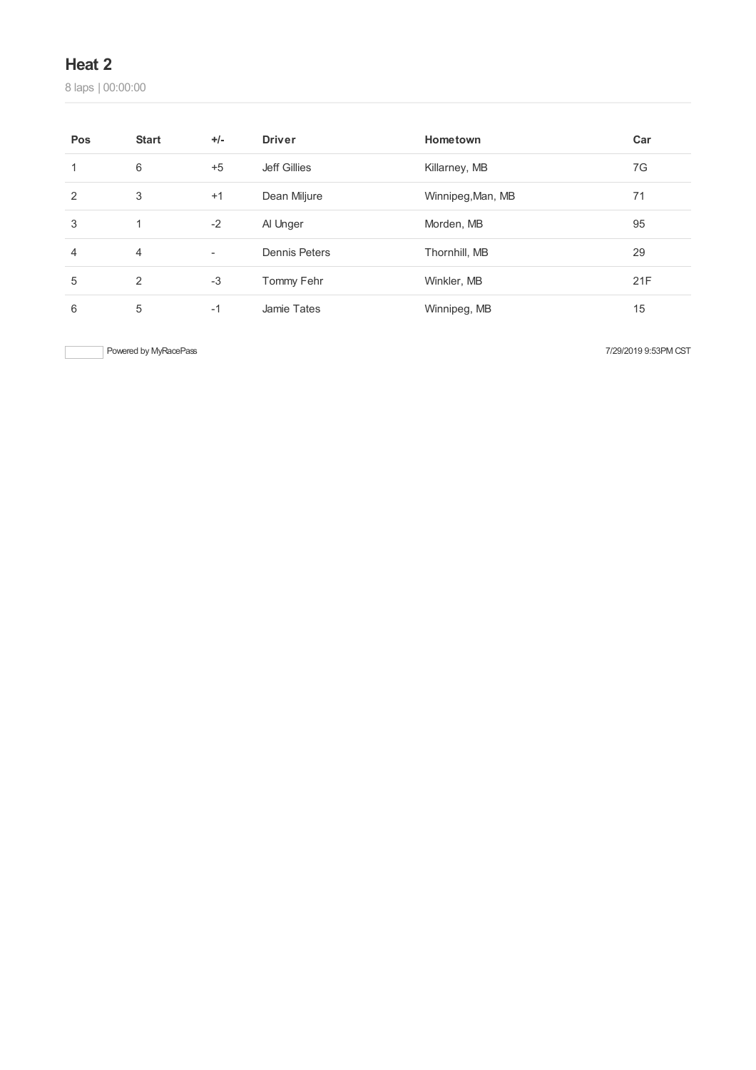## Heat 2

8 laps | 00:00:00

| Pos | Start | +/- | Driver | Hometown | Car |
| --- | --- | --- | --- | --- | --- |
| 1 | 6 | +5 | Jeff Gillies | Killarney, MB | 7G |
| 2 | 3 | +1 | Dean Miljure | Winnipeg,Man, MB | 71 |
| 3 | 1 | -2 | Al Unger | Morden, MB | 95 |
| 4 | 4 | - | Dennis Peters | Thornhill, MB | 29 |
| 5 | 2 | -3 | Tommy Fehr | Winkler, MB | 21F |
| 6 | 5 | -1 | Jamie Tates | Winnipeg, MB | 15 |

Powered by MyRacePass

7/29/2019 9:53PM CST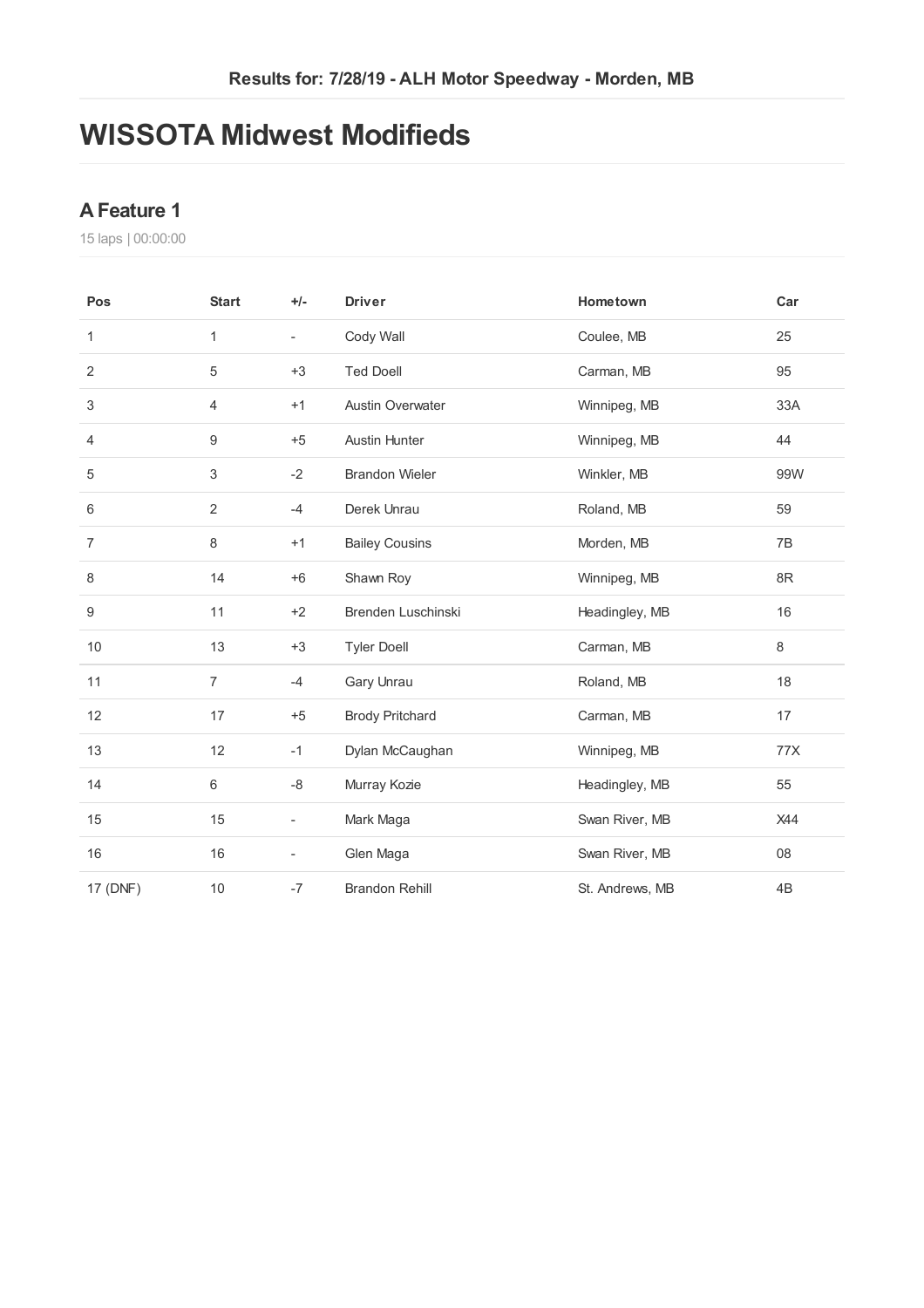**Results for: 7/28/19 - ALH Motor Speedway - Morden, MB**

# WISSOTA Midwest Modifieds

## A Feature 1

15 laps | 00:00:00

| Pos | Start | +/- | Driver | Hometown | Car |
|---|---|---|---|---|---|
| 1 | 1 | - | Cody Wall | Coulee, MB | 25 |
| 2 | 5 | +3 | Ted Doell | Carman, MB | 95 |
| 3 | 4 | +1 | Austin Overwater | Winnipeg, MB | 33A |
| 4 | 9 | +5 | Austin Hunter | Winnipeg, MB | 44 |
| 5 | 3 | -2 | Brandon Wieler | Winkler, MB | 99W |
| 6 | 2 | -4 | Derek Unrau | Roland, MB | 59 |
| 7 | 8 | +1 | Bailey Cousins | Morden, MB | 7B |
| 8 | 14 | +6 | Shawn Roy | Winnipeg, MB | 8R |
| 9 | 11 | +2 | Brenden Luschinski | Headingley, MB | 16 |
| 10 | 13 | +3 | Tyler Doell | Carman, MB | 8 |
| 11 | 7 | -4 | Gary Unrau | Roland, MB | 18 |
| 12 | 17 | +5 | Brody Pritchard | Carman, MB | 17 |
| 13 | 12 | -1 | Dylan McCaughan | Winnipeg, MB | 77X |
| 14 | 6 | -8 | Murray Kozie | Headingley, MB | 55 |
| 15 | 15 | - | Mark Maga | Swan River, MB | X44 |
| 16 | 16 | - | Glen Maga | Swan River, MB | 08 |
| 17 (DNF) | 10 | -7 | Brandon Rehill | St. Andrews, MB | 4B |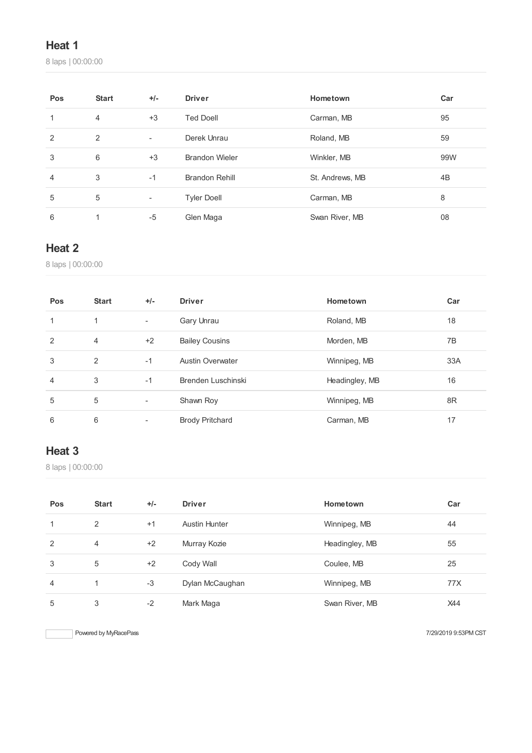## Heat 1

8 laps | 00:00:00

| Pos | Start | +/- | Driver | Hometown | Car |
|---|---|---|---|---|---|
| 1 | 4 | +3 | Ted Doell | Carman, MB | 95 |
| 2 | 2 | - | Derek Unrau | Roland, MB | 59 |
| 3 | 6 | +3 | Brandon Wieler | Winkler, MB | 99W |
| 4 | 3 | -1 | Brandon Rehill | St. Andrews, MB | 4B |
| 5 | 5 | - | Tyler Doell | Carman, MB | 8 |
| 6 | 1 | -5 | Glen Maga | Swan River, MB | 08 |

## Heat 2

8 laps | 00:00:00

| Pos | Start | +/- | Driver | Hometown | Car |
|---|---|---|---|---|---|
| 1 | 1 | - | Gary Unrau | Roland, MB | 18 |
| 2 | 4 | +2 | Bailey Cousins | Morden, MB | 7B |
| 3 | 2 | -1 | Austin Overwater | Winnipeg, MB | 33A |
| 4 | 3 | -1 | Brenden Luschinski | Headingley, MB | 16 |
| 5 | 5 | - | Shawn Roy | Winnipeg, MB | 8R |
| 6 | 6 | - | Brody Pritchard | Carman, MB | 17 |

## Heat 3

8 laps | 00:00:00

| Pos | Start | +/- | Driver | Hometown | Car |
|---|---|---|---|---|---|
| 1 | 2 | +1 | Austin Hunter | Winnipeg, MB | 44 |
| 2 | 4 | +2 | Murray Kozie | Headingley, MB | 55 |
| 3 | 5 | +2 | Cody Wall | Coulee, MB | 25 |
| 4 | 1 | -3 | Dylan McCaughan | Winnipeg, MB | 77X |
| 5 | 3 | -2 | Mark Maga | Swan River, MB | X44 |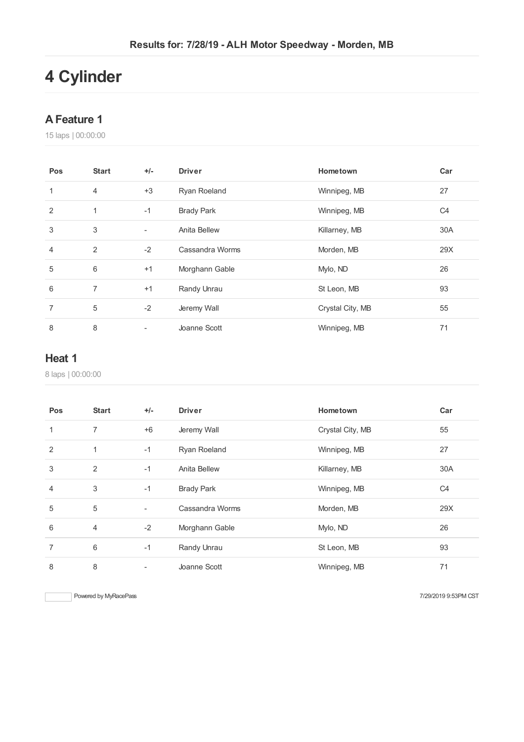Results for: 7/28/19 - ALH Motor Speedway - Morden, MB

# 4 Cylinder

## A Feature 1

15 laps | 00:00:00

| Pos | Start | +/- | Driver | Hometown | Car |
|---|---|---|---|---|---|
| 1 | 4 | +3 | Ryan Roeland | Winnipeg, MB | 27 |
| 2 | 1 | -1 | Brady Park | Winnipeg, MB | C4 |
| 3 | 3 | - | Anita Bellew | Killarney, MB | 30A |
| 4 | 2 | -2 | Cassandra Worms | Morden, MB | 29X |
| 5 | 6 | +1 | Morghann Gable | Mylo, ND | 26 |
| 6 | 7 | +1 | Randy Unrau | St Leon, MB | 93 |
| 7 | 5 | -2 | Jeremy Wall | Crystal City, MB | 55 |
| 8 | 8 | - | Joanne Scott | Winnipeg, MB | 71 |

## Heat 1

8 laps | 00:00:00

| Pos | Start | +/- | Driver | Hometown | Car |
|---|---|---|---|---|---|
| 1 | 7 | +6 | Jeremy Wall | Crystal City, MB | 55 |
| 2 | 1 | -1 | Ryan Roeland | Winnipeg, MB | 27 |
| 3 | 2 | -1 | Anita Bellew | Killarney, MB | 30A |
| 4 | 3 | -1 | Brady Park | Winnipeg, MB | C4 |
| 5 | 5 | - | Cassandra Worms | Morden, MB | 29X |
| 6 | 4 | -2 | Morghann Gable | Mylo, ND | 26 |
| 7 | 6 | -1 | Randy Unrau | St Leon, MB | 93 |
| 8 | 8 | - | Joanne Scott | Winnipeg, MB | 71 |

Powered by MyRacePass

7/29/2019 9:53PM CST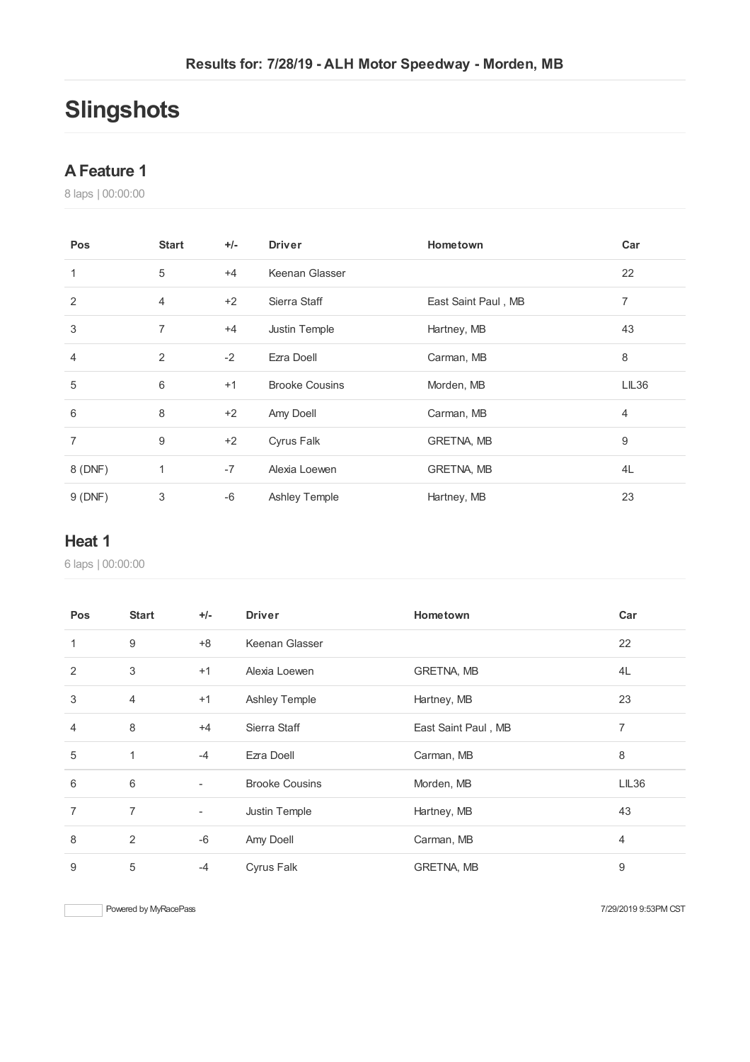**Results for: 7/28/19 - ALH Motor Speedway - Morden, MB**

# Slingshots

## A Feature 1

8 laps | 00:00:00

| Pos | Start | +/- | Driver | Hometown | Car |
|---|---|---|---|---|---|
| 1 | 5 | +4 | Keenan Glasser | | 22 |
| 2 | 4 | +2 | Sierra Staff | East Saint Paul , MB | 7 |
| 3 | 7 | +4 | Justin Temple | Hartney, MB | 43 |
| 4 | 2 | -2 | Ezra Doell | Carman, MB | 8 |
| 5 | 6 | +1 | Brooke Cousins | Morden, MB | LIL36 |
| 6 | 8 | +2 | Amy Doell | Carman, MB | 4 |
| 7 | 9 | +2 | Cyrus Falk | GRETNA, MB | 9 |
| 8 (DNF) | 1 | -7 | Alexia Loewen | GRETNA, MB | 4L |
| 9 (DNF) | 3 | -6 | Ashley Temple | Hartney, MB | 23 |

## Heat 1

6 laps | 00:00:00

| Pos | Start | +/- | Driver | Hometown | Car |
|---|---|---|---|---|---|
| 1 | 9 | +8 | Keenan Glasser | | 22 |
| 2 | 3 | +1 | Alexia Loewen | GRETNA, MB | 4L |
| 3 | 4 | +1 | Ashley Temple | Hartney, MB | 23 |
| 4 | 8 | +4 | Sierra Staff | East Saint Paul , MB | 7 |
| 5 | 1 | -4 | Ezra Doell | Carman, MB | 8 |
| 6 | 6 | - | Brooke Cousins | Morden, MB | LIL36 |
| 7 | 7 | - | Justin Temple | Hartney, MB | 43 |
| 8 | 2 | -6 | Amy Doell | Carman, MB | 4 |
| 9 | 5 | -4 | Cyrus Falk | GRETNA, MB | 9 |

Powered by MyRacePass

7/29/2019 9:53PM CST